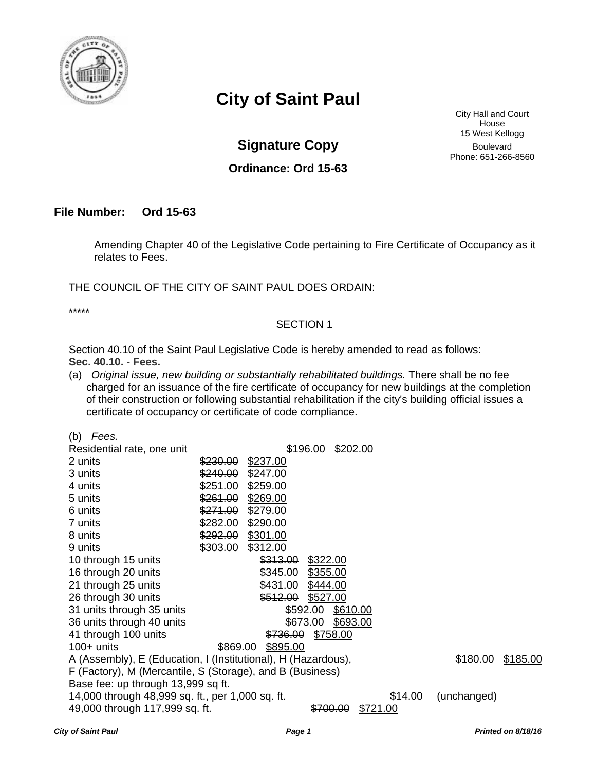# City of Saint Paul

City Hall and Court House
15 West Kellogg Boulevard
Phone: 651-266-8560

## Signature Copy

### Ordinance: Ord 15-63

**File Number: Ord 15-63**

Amending Chapter 40 of the Legislative Code pertaining to Fire Certificate of Occupancy as it relates to Fees.

THE COUNCIL OF THE CITY OF SAINT PAUL DOES ORDAIN:

*****

SECTION 1

Section 40.10 of the Saint Paul Legislative Code is hereby amended to read as follows:

**Sec. 40.10. - Fees.**

(a) *Original issue, new building or substantially rehabilitated buildings.* There shall be no fee charged for an issuance of the fire certificate of occupancy for new buildings at the completion of their construction or following substantial rehabilitation if the city's building official issues a certificate of occupancy or certificate of code compliance.

(b) *Fees.*

| | Former fee | Amended fee |
|---|---|---|
| Residential rate, one unit | ~~$196.00~~ | $202.00 |
| 2 units | ~~$230.00~~ | $237.00 |
| 3 units | ~~$240.00~~ | $247.00 |
| 4 units | ~~$251.00~~ | $259.00 |
| 5 units | ~~$261.00~~ | $269.00 |
| 6 units | ~~$271.00~~ | $279.00 |
| 7 units | ~~$282.00~~ | $290.00 |
| 8 units | ~~$292.00~~ | $301.00 |
| 9 units | ~~$303.00~~ | $312.00 |
| 10 through 15 units | ~~$313.00~~ | $322.00 |
| 16 through 20 units | ~~$345.00~~ | $355.00 |
| 21 through 25 units | ~~$431.00~~ | $444.00 |
| 26 through 30 units | ~~$512.00~~ | $527.00 |
| 31 units through 35 units | ~~$592.00~~ | $610.00 |
| 36 units through 40 units | ~~$673.00~~ | $693.00 |
| 41 through 100 units | ~~$736.00~~ | $758.00 |
| 100+ units | ~~$869.00~~ | $895.00 |
| A (Assembly), E (Education, I (Institutional), H (Hazardous), F (Factory), M (Mercantile, S (Storage), and B (Business) Base fee: up through 13,999 sq ft. | ~~$180.00~~ | $185.00 |
| 14,000 through 48,999 sq. ft., per 1,000 sq. ft. | $14.00 | (unchanged) |
| 49,000 through 117,999 sq. ft. | ~~$700.00~~ | $721.00 |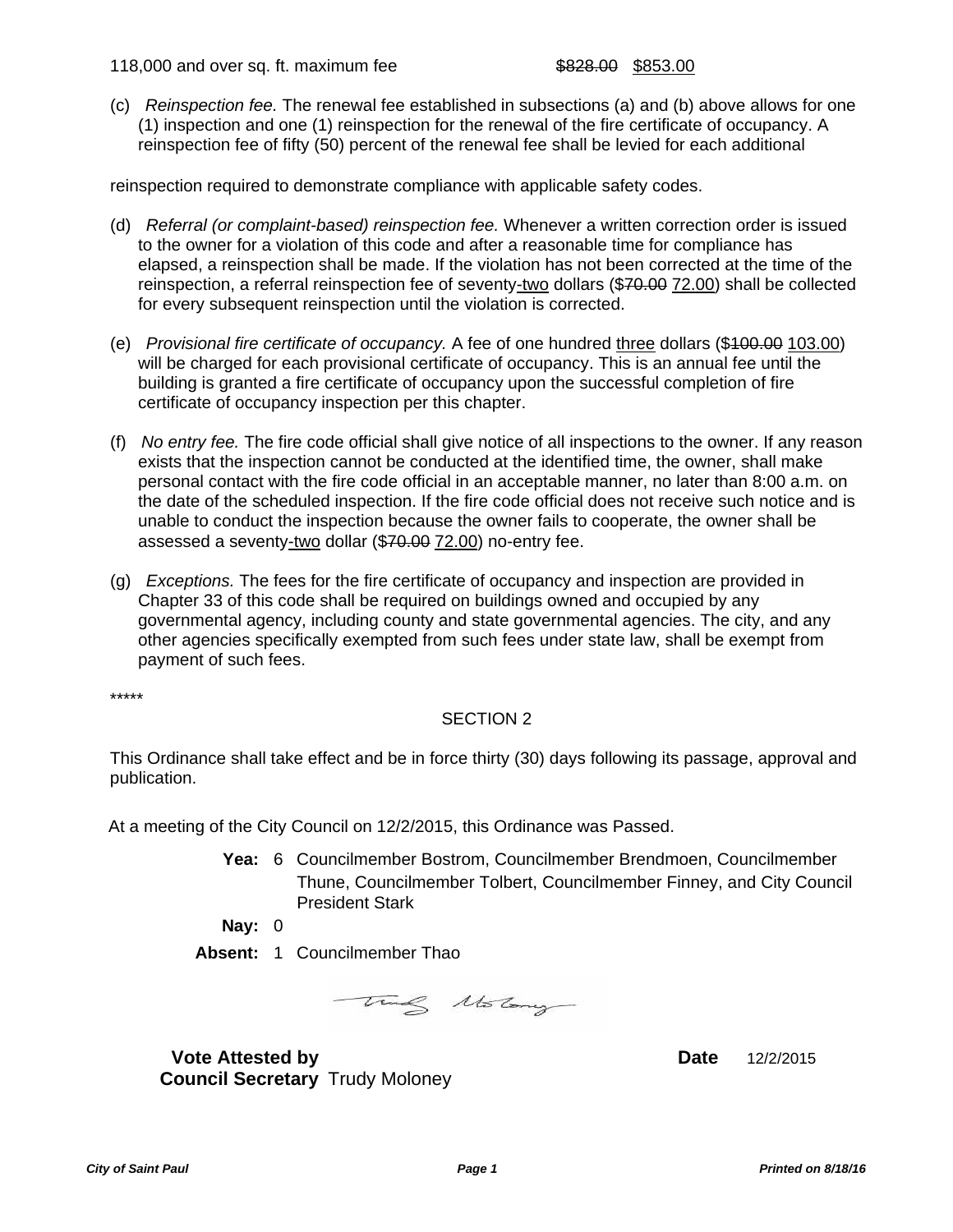118,000 and over sq. ft. maximum fee ~~$828.00~~ $853.00

(c) *Reinspection fee.* The renewal fee established in subsections (a) and (b) above allows for one (1) inspection and one (1) reinspection for the renewal of the fire certificate of occupancy. A reinspection fee of fifty (50) percent of the renewal fee shall be levied for each additional

reinspection required to demonstrate compliance with applicable safety codes.

(d) *Referral (or complaint-based) reinspection fee.* Whenever a written correction order is issued to the owner for a violation of this code and after a reasonable time for compliance has elapsed, a reinspection shall be made. If the violation has not been corrected at the time of the reinspection, a referral reinspection fee of seventy-two dollars ($~~70.00~~ 72.00) shall be collected for every subsequent reinspection until the violation is corrected.

(e) *Provisional fire certificate of occupancy.* A fee of one hundred three dollars ($~~100.00~~ 103.00) will be charged for each provisional certificate of occupancy. This is an annual fee until the building is granted a fire certificate of occupancy upon the successful completion of fire certificate of occupancy inspection per this chapter.

(f) *No entry fee.* The fire code official shall give notice of all inspections to the owner. If any reason exists that the inspection cannot be conducted at the identified time, the owner, shall make personal contact with the fire code official in an acceptable manner, no later than 8:00 a.m. on the date of the scheduled inspection. If the fire code official does not receive such notice and is unable to conduct the inspection because the owner fails to cooperate, the owner shall be assessed a seventy-two dollar ($~~70.00~~ 72.00) no-entry fee.

(g) *Exceptions.* The fees for the fire certificate of occupancy and inspection are provided in Chapter 33 of this code shall be required on buildings owned and occupied by any governmental agency, including county and state governmental agencies. The city, and any other agencies specifically exempted from such fees under state law, shall be exempt from payment of such fees.

*****

SECTION 2

This Ordinance shall take effect and be in force thirty (30) days following its passage, approval and publication.

At a meeting of the City Council on 12/2/2015, this Ordinance was Passed.

**Yea:** 6 Councilmember Bostrom, Councilmember Brendmoen, Councilmember Thune, Councilmember Tolbert, Councilmember Finney, and City Council President Stark

**Nay:** 0

**Absent:** 1 Councilmember Thao

**Vote Attested by Council Secretary** Trudy Moloney

**Date** 12/2/2015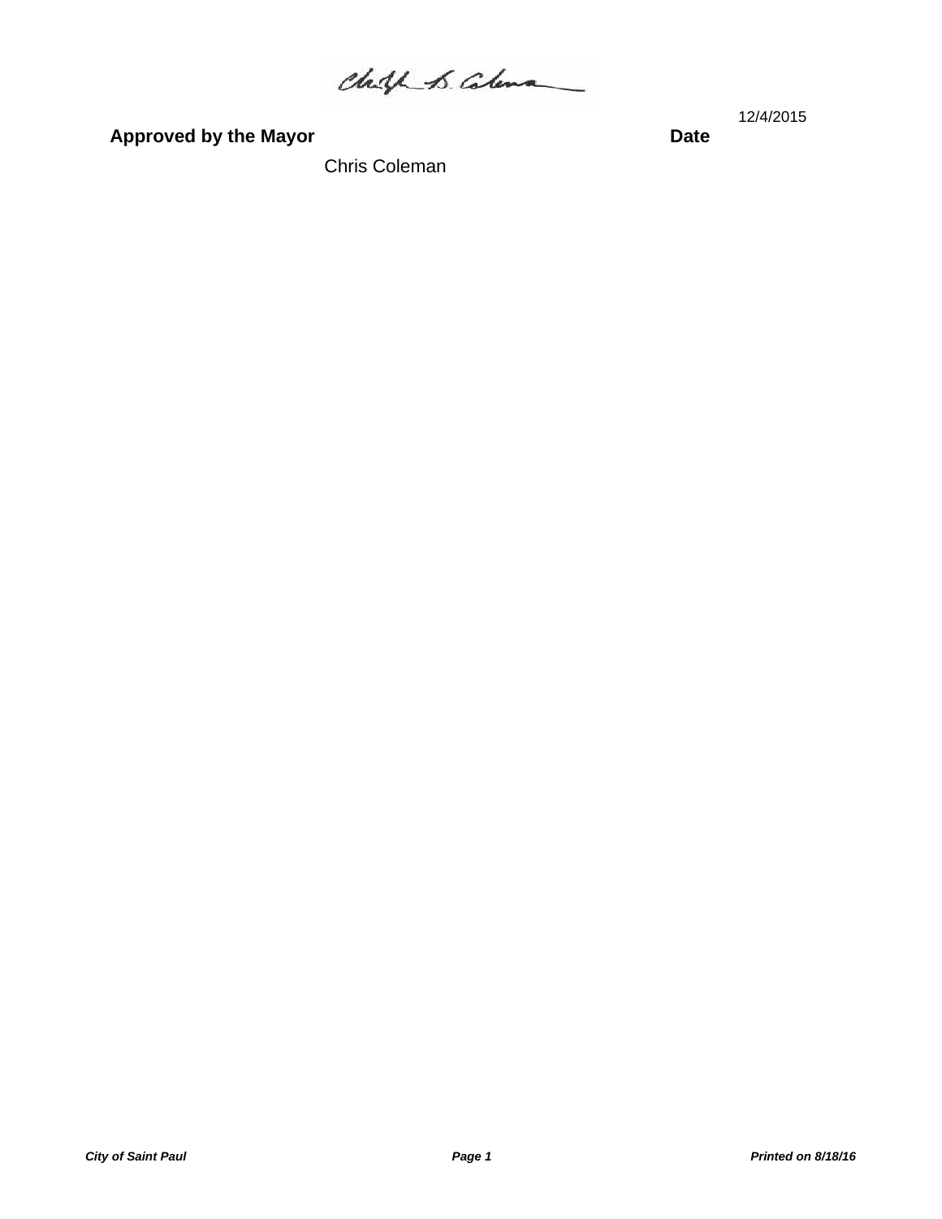**Approved by the Mayor** Chris Coleman **Date** 12/4/2015